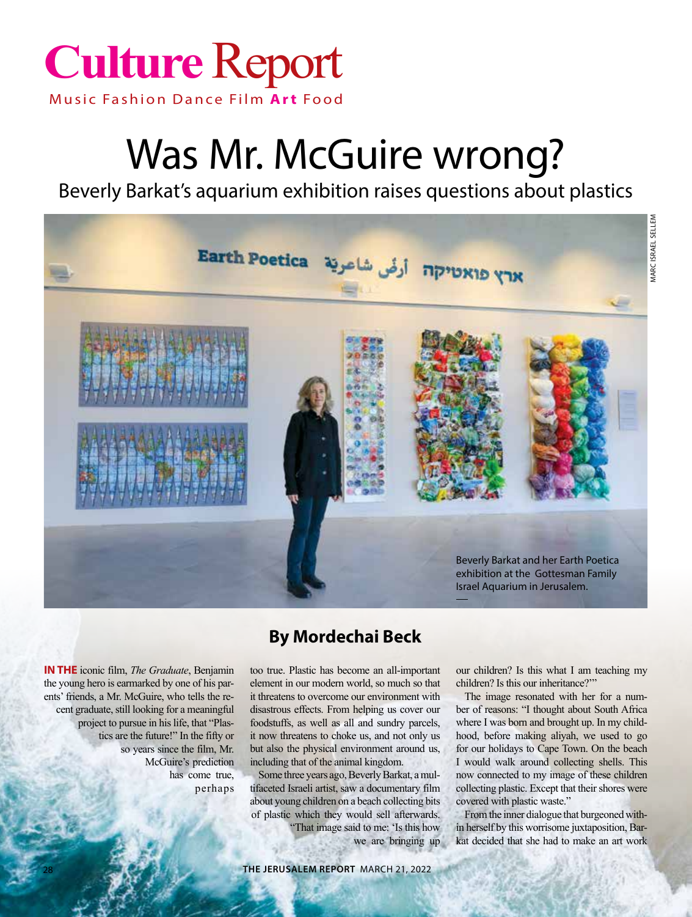# Culture Report

Music Fashion Dance Film **Art** Food

# Was Mr. McGuire wrong?

## Beverly Barkat's aquarium exhibition raises questions about plastics

Beverly Barkat and her Earth Poetica exhibition at the Gottesman Family Israel Aquarium in Jerusalem.

MARC ISRAEL SELLEM

### By Mordechai Beck

**IN THE** iconic film, *The Graduate*, Benjamin the young hero is earmarked by one of his parents' friends, a Mr. McGuire, who tells the recent graduate, still looking for a meaningful project to pursue in his life, that "Plastics are the future!" In the fifty or so years since the film, Mr. McGuire's prediction has come true, perhaps too true. Plastic has become an all-important element in our modern world, so much so that it threatens to overcome our environment with disastrous effects. From helping us cover our foodstuffs, as well as all and sundry parcels, it now threatens to choke us, and not only us but also the physical environment around us, including that of the animal kingdom.

Some three years ago, Beverly Barkat, a multifaceted Israeli artist, saw a documentary film about young children on a beach collecting bits of plastic which they would sell afterwards. "That image said to me: 'Is this how we are bringing up our children? Is this what I am teaching my children? Is this our inheritance?'"

The image resonated with her for a number of reasons: "I thought about South Africa where I was born and brought up. In my childhood, before making aliyah, we used to go for our holidays to Cape Town. On the beach I would walk around collecting shells. This now connected to my image of these children collecting plastic. Except that their shores were covered with plastic waste."

From the inner dialogue that burgeoned within herself by this worrisome juxtaposition, Barkat decided that she had to make an art work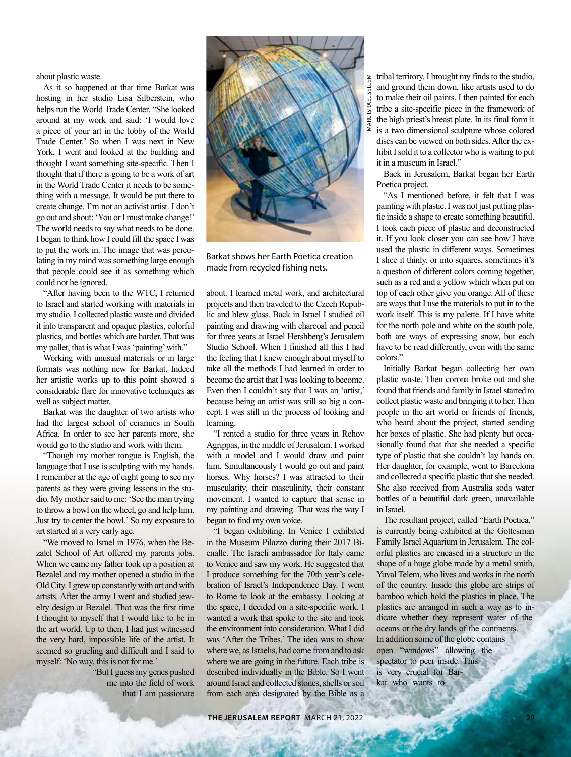about plastic waste.

As it so happened at that time Barkat was hosting in her studio Lisa Silberstein, who helps run the World Trade Center. "She looked around at my work and said: 'I would love a piece of your art in the lobby of the World Trade Center.' So when I was next in New York, I went and looked at the building and thought I want something site-specific. Then I thought that if there is going to be a work of art in the World Trade Center it needs to be something with a message. It would be put there to create change. I'm not an activist artist. I don't go out and shout: 'You or I must make change!' The world needs to say what needs to be done. I began to think how I could fill the space I was to put the work in. The image that was percolating in my mind was something large enough that people could see it as something which could not be ignored.

"After having been to the WTC, I returned to Israel and started working with materials in my studio. I collected plastic waste and divided it into transparent and opaque plastics, colorful plastics, and bottles which are harder. That was my pallet, that is what I was 'painting' with."

Working with unusual materials or in large formats was nothing new for Barkat. Indeed her artistic works up to this point showed a considerable flare for innovative techniques as well as subject matter.

Barkat was the daughter of two artists who had the largest school of ceramics in South Africa. In order to see her parents more, she would go to the studio and work with them.

"Though my mother tongue is English, the language that I use is sculpting with my hands. I remember at the age of eight going to see my parents as they were giving lessons in the studio. My mother said to me: 'See the man trying to throw a bowl on the wheel, go and help him. Just try to center the bowl.' So my exposure to art started at a very early age.

"We moved to Israel in 1976, when the Bezalel School of Art offered my parents jobs. When we came my father took up a position at Bezalel and my mother opened a studio in the Old City. I grew up constantly with art and with artists. After the army I went and studied jewelry design at Bezalel. That was the first time I thought to myself that I would like to be in the art world. Up to then, I had just witnessed the very hard, impossible life of the artist. It seemed so grueling and difficult and I said to myself: 'No way, this is not for me.'

"But I guess my genes pushed me into the field of work that I am passionate about. I learned metal work, and architectural projects and then traveled to the Czech Republic and blew glass. Back in Israel I studied oil painting and drawing with charcoal and pencil for three years at Israel Hershberg's Jerusalem Studio School. When I finished all this I had the feeling that I knew enough about myself to take all the methods I had learned in order to become the artist that I was looking to become. Even then I couldn't say that I was an 'artist,' because being an artist was still so big a concept. I was still in the process of looking and learning.

"I rented a studio for three years in Rehov Agrippas, in the middle of Jerusalem. I worked with a model and I would draw and paint him. Simultaneously I would go out and paint horses. Why horses? I was attracted to their muscularity, their masculinity, their constant movement. I wanted to capture that sense in my painting and drawing. That was the way I began to find my own voice.

"I began exhibiting. In Venice I exhibited in the Museum Pilazzo during their 2017 Biennale. The Israeli ambassador for Italy came to Venice and saw my work. He suggested that I produce something for the 70th year's celebration of Israel's Independence Day. I went to Rome to look at the embassy. Looking at the space, I decided on a site-specific work. I wanted a work that spoke to the site and took the environment into consideration. What I did was 'After the Tribes.' The idea was to show where we, as Israelis, had come from and to ask where we are going in the future. Each tribe is described individually in the Bible. So I went around Israel and collected stones, shells or soil from each area designated by the Bible as a tribal territory. I brought my finds to the studio, and ground them down, like artists used to do to make their oil paints. I then painted for each tribe a site-specific piece in the framework of the high priest's breast plate. In its final form it is a two dimensional sculpture whose colored discs can be viewed on both sides. After the exhibit I sold it to a collector who is waiting to put it in a museum in Israel."

Barkat shows her Earth Poetica creation made from recycled fishing nets.

Back in Jerusalem, Barkat began her Earth Poetica project.

"As I mentioned before, it felt that I was painting with plastic. I was not just putting plastic inside a shape to create something beautiful. I took each piece of plastic and deconstructed it. If you look closer you can see how I have used the plastic in different ways. Sometimes I slice it thinly, or into squares, sometimes it's a question of different colors coming together, such as a red and a yellow which when put on top of each other give you orange. All of these are ways that I use the materials to put in to the work itself. This is my palette. If I have white for the north pole and white on the south pole, both are ways of expressing snow, but each have to be read differently, even with the same colors."

Initially Barkat began collecting her own plastic waste. Then corona broke out and she found that friends and family in Israel started to collect plastic waste and bringing it to her. Then people in the art world or friends of friends, who heard about the project, started sending her boxes of plastic. She had plenty but occasionally found that that she needed a specific type of plastic that she couldn't lay hands on. Her daughter, for example, went to Barcelona and collected a specific plastic that she needed. She also received from Australia soda water bottles of a beautiful dark green, unavailable in Israel.

The resultant project, called "Earth Poetica," is currently being exhibited at the Gottesman Family Israel Aquarium in Jerusalem. The colorful plastics are encased in a structure in the shape of a huge globe made by a metal smith, Yuval Telem, who lives and works in the north of the country. Inside this globe are strips of bamboo which hold the plastics in place. The plastics are arranged in such a way as to indicate whether they represent water of the oceans or the dry lands of the continents. In addition some of the globe contains open "windows" allowing the spectator to peer inside. This is very crucial for Barkat who wants to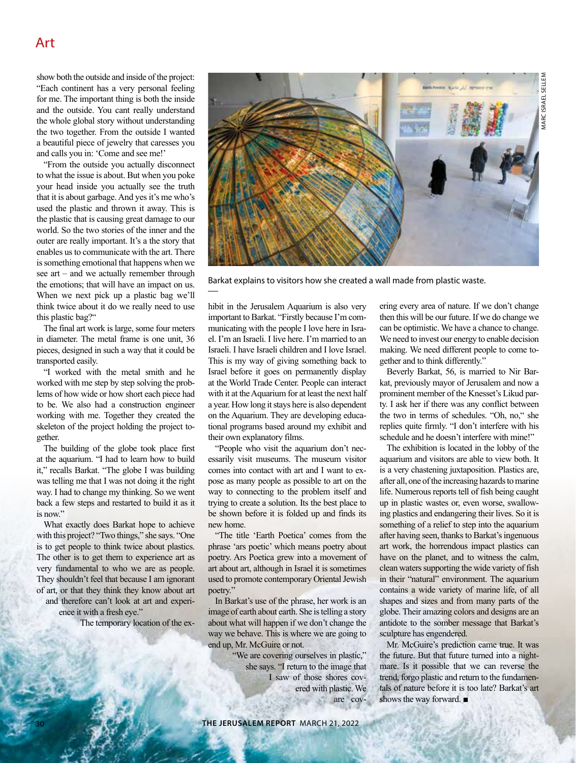show both the outside and inside of the project: "Each continent has a very personal feeling for me. The important thing is both the inside and the outside. You cant really understand the whole global story without understanding the two together. From the outside I wanted a beautiful piece of jewelry that caresses you and calls you in: 'Come and see me!'

"From the outside you actually disconnect to what the issue is about. But when you poke your head inside you actually see the truth that it is about garbage. And yes it's me who's used the plastic and thrown it away. This is the plastic that is causing great damage to our world. So the two stories of the inner and the outer are really important. It's a the story that enables us to communicate with the art. There is something emotional that happens when we see art – and we actually remember through the emotions; that will have an impact on us. When we next pick up a plastic bag we'll think twice about it do we really need to use this plastic bag?"

The final art work is large, some four meters in diameter. The metal frame is one unit, 36 pieces, designed in such a way that it could be transported easily.

"I worked with the metal smith and he worked with me step by step solving the problems of how wide or how short each piece had to be. We also had a construction engineer working with me. Together they created the skeleton of the project holding the project together.

The building of the globe took place first at the aquarium. "I had to learn how to build it," recalls Barkat. "The globe I was building was telling me that I was not doing it the right way. I had to change my thinking. So we went back a few steps and restarted to build it as it is now."

What exactly does Barkat hope to achieve with this project? "Two things," she says. "One is to get people to think twice about plastics. The other is to get them to experience art as very fundamental to who we are as people. They shouldn't feel that because I am ignorant of art, or that they think they know about art and therefore can't look at art and experience it with a fresh eye."

Barkat explains to visitors how she created a wall made from plastic waste.

The temporary location of the exhibit in the Jerusalem Aquarium is also very important to Barkat. "Firstly because I'm communicating with the people I love here in Israel. I'm an Israeli. I live here. I'm married to an Israeli. I have Israeli children and I love Israel. This is my way of giving something back to Israel before it goes on permanently display at the World Trade Center. People can interact with it at the Aquarium for at least the next half a year. How long it stays here is also dependent on the Aquarium. They are developing educational programs based around my exhibit and their own explanatory films.

"People who visit the aquarium don't necessarily visit museums. The museum visitor comes into contact with art and I want to expose as many people as possible to art on the way to connecting to the problem itself and trying to create a solution. Its the best place to be shown before it is folded up and finds its new home.

"The title 'Earth Poetica' comes from the phrase 'ars poetic' which means poetry about poetry. Ars Poetica grew into a movement of art about art, although in Israel it is sometimes used to promote contemporary Oriental Jewish poetry."

In Barkat's use of the phrase, her work is an image of earth about earth. She is telling a story about what will happen if we don't change the way we behave. This is where we are going to end up, Mr. McGuire or not.

"We are covering ourselves in plastic," she says. "I return to the image that I saw of those shores covered with plastic. We are covering every area of nature. If we don't change then this will be our future. If we do change we can be optimistic. We have a chance to change. We need to invest our energy to enable decision making. We need different people to come together and to think differently."

Beverly Barkat, 56, is married to Nir Barkat, previously mayor of Jerusalem and now a prominent member of the Knesset's Likud party. I ask her if there was any conflict between the two in terms of schedules. "Oh, no," she replies quite firmly. "I don't interfere with his schedule and he doesn't interfere with mine!"

The exhibition is located in the lobby of the aquarium and visitors are able to view both. It is a very chastening juxtaposition. Plastics are, after all, one of the increasing hazards to marine life. Numerous reports tell of fish being caught up in plastic wastes or, even worse, swallowing plastics and endangering their lives. So it is something of a relief to step into the aquarium after having seen, thanks to Barkat's ingenuous art work, the horrendous impact plastics can have on the planet, and to witness the calm, clean waters supporting the wide variety of fish in their "natural" environment. The aquarium contains a wide variety of marine life, of all shapes and sizes and from many parts of the globe. Their amazing colors and designs are an antidote to the somber message that Barkat's sculpture has engendered.

Mr. McGuire's prediction came true. It was the future. But that future turned into a nightmare. Is it possible that we can reverse the trend, forgo plastic and return to the fundamentals of nature before it is too late? Barkat's art shows the way forward. ■